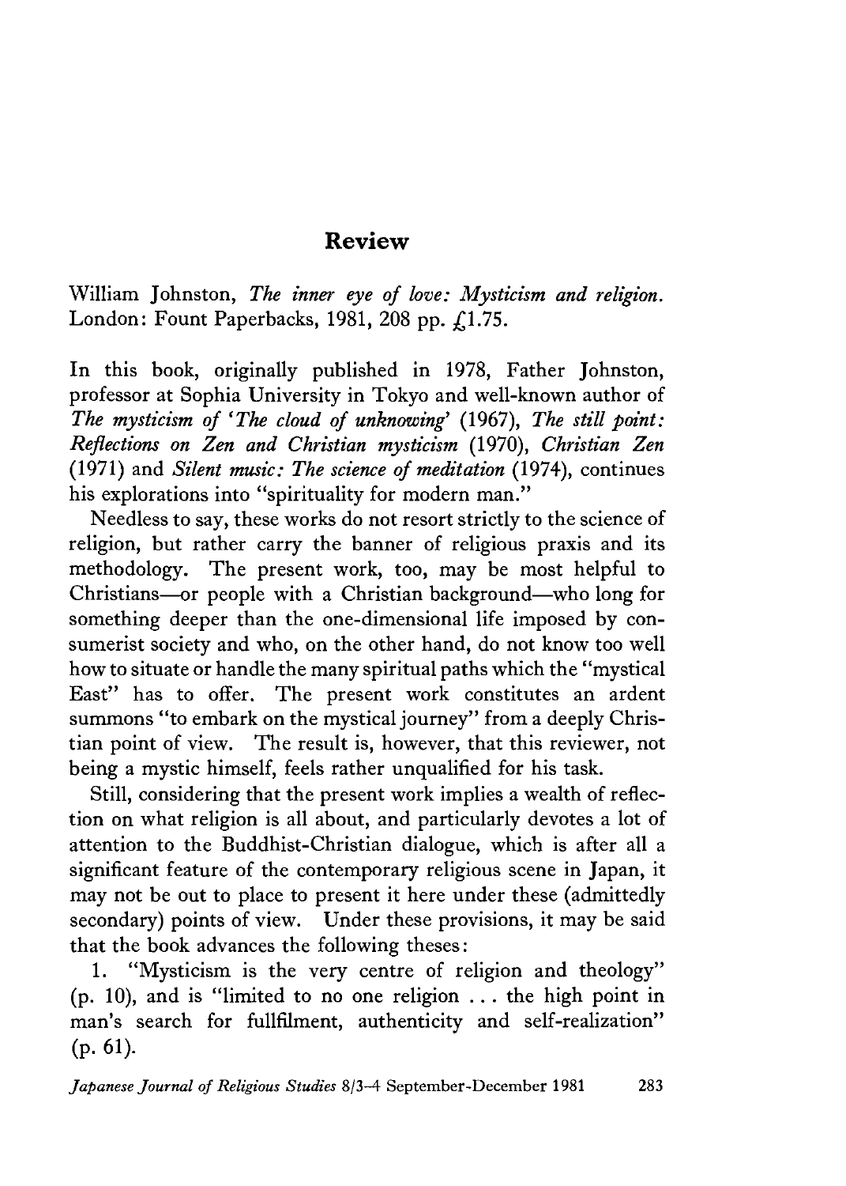# Review

William Johnston, *The inner eye of love: Mysticism and religion*. London: Fount Paperbacks, 1981, 208 pp. £1.75.

In this book, originally published in 1978, Father Johnston, professor at Sophia University in Tokyo and well-known author of *The mysticism of 'The cloud of unknowing'* (1967), *The still point: Reflections on Zen and Christian mysticism* (1970), *Christian Zen* (1971) and *Silent music: The science of meditation* (1974), continues his explorations into "spirituality for modern man."

Needless to say, these works do not resort strictly to the science of religion, but rather carry the banner of religious praxis and its methodology. The present work, too, may be most helpful to Christians—or people with a Christian background—who long for something deeper than the one-dimensional life imposed by consumerist society and who, on the other hand, do not know too well how to situate or handle the many spiritual paths which the "mystical East" has to offer. The present work constitutes an ardent summons "to embark on the mystical journey" from a deeply Christian point of view. The result is, however, that this reviewer, not being a mystic himself, feels rather unqualified for his task.

Still, considering that the present work implies a wealth of reflection on what religion is all about, and particularly devotes a lot of attention to the Buddhist-Christian dialogue, which is after all a significant feature of the contemporary religious scene in Japan, it may not be out to place to present it here under these (admittedly secondary) points of view. Under these provisions, it may be said that the book advances the following theses:

1. "Mysticism is the very centre of religion and theology" (p. 10), and is "limited to no one religion . . . the high point in man's search for fullfilment, authenticity and self-realization" (p. 61).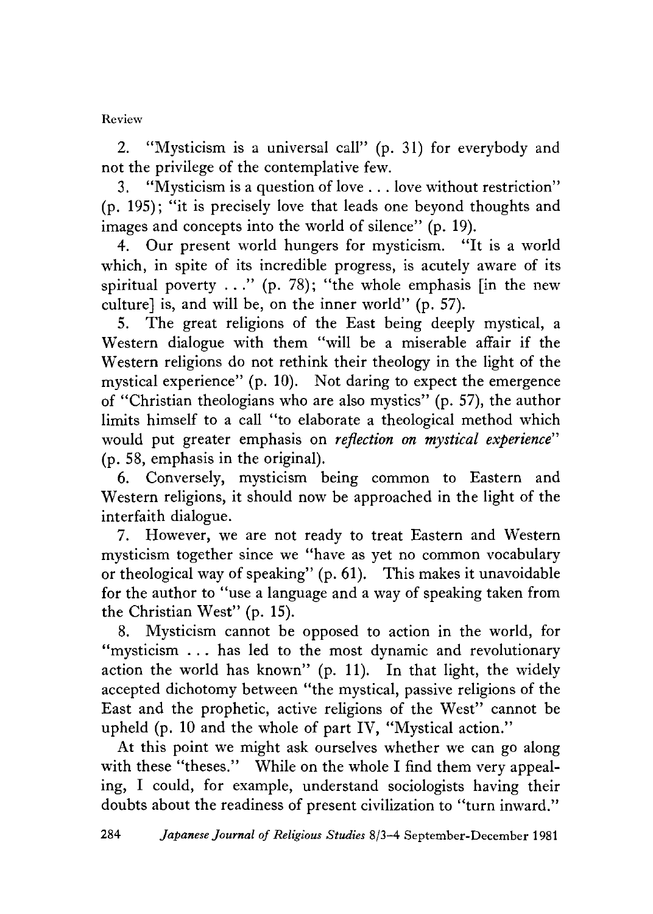2. "Mysticism is a universal call" (p. 31) for everybody and not the privilege of the contemplative few.

3. "Mysticism is a question of love . . . love without restriction" (p. 195); "it is precisely love that leads one beyond thoughts and images and concepts into the world of silence" (p. 19).

4. Our present world hungers for mysticism. "It is a world which, in spite of its incredible progress, is acutely aware of its spiritual poverty . . ." (p. 78); "the whole emphasis [in the new culture] is, and will be, on the inner world" (p. 57).

5. The great religions of the East being deeply mystical, a Western dialogue with them "will be a miserable affair if the Western religions do not rethink their theology in the light of the mystical experience" (p. 10). Not daring to expect the emergence of "Christian theologians who are also mystics" (p. 57), the author limits himself to a call "to elaborate a theological method which would put greater emphasis on *reflection on mystical experience*" (p. 58, emphasis in the original).

6. Conversely, mysticism being common to Eastern and Western religions, it should now be approached in the light of the interfaith dialogue.

7. However, we are not ready to treat Eastern and Western mysticism together since we "have as yet no common vocabulary or theological way of speaking" (p. 61). This makes it unavoidable for the author to "use a language and a way of speaking taken from the Christian West" (p. 15).

8. Mysticism cannot be opposed to action in the world, for "mysticism . . . has led to the most dynamic and revolutionary action the world has known" (p. 11). In that light, the widely accepted dichotomy between "the mystical, passive religions of the East and the prophetic, active religions of the West" cannot be upheld (p. 10 and the whole of part IV, "Mystical action."

At this point we might ask ourselves whether we can go along with these "theses." While on the whole I find them very appealing, I could, for example, understand sociologists having their doubts about the readiness of present civilization to "turn inward."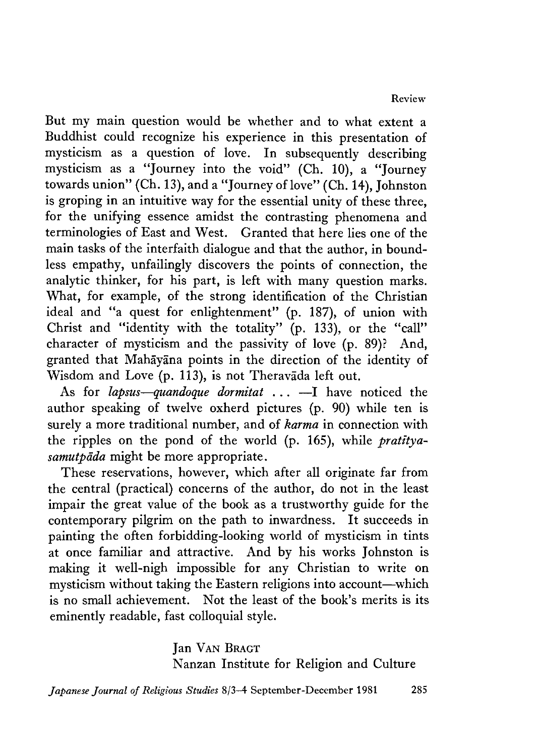But my main question would be whether and to what extent a Buddhist could recognize his experience in this presentation of mysticism as a question of love. In subsequently describing mysticism as a "Journey into the void" (Ch. 10), a "Journey towards union" (Ch. 13), and a "Journey of love" (Ch. 14), Johnston is groping in an intuitive way for the essential unity of these three, for the unifying essence amidst the contrasting phenomena and terminologies of East and West. Granted that here lies one of the main tasks of the interfaith dialogue and that the author, in boundless empathy, unfailingly discovers the points of connection, the analytic thinker, for his part, is left with many question marks. What, for example, of the strong identification of the Christian ideal and "a quest for enlightenment" (p. 187), of union with Christ and "identity with the totality" (p. 133), or the "call" character of mysticism and the passivity of love (p. 89)? And, granted that Mahāyāna points in the direction of the identity of Wisdom and Love (p. 113), is not Theravāda left out.

As for *lapsus—quandoque dormitat* . . . —I have noticed the author speaking of twelve oxherd pictures (p. 90) while ten is surely a more traditional number, and of *karma* in connection with the ripples on the pond of the world (p. 165), while *pratītya-samutpāda* might be more appropriate.

These reservations, however, which after all originate far from the central (practical) concerns of the author, do not in the least impair the great value of the book as a trustworthy guide for the contemporary pilgrim on the path to inwardness. It succeeds in painting the often forbidding-looking world of mysticism in tints at once familiar and attractive. And by his works Johnston is making it well-nigh impossible for any Christian to write on mysticism without taking the Eastern religions into account—which is no small achievement. Not the least of the book's merits is its eminently readable, fast colloquial style.

Jan Van Bragt
Nanzan Institute for Religion and Culture